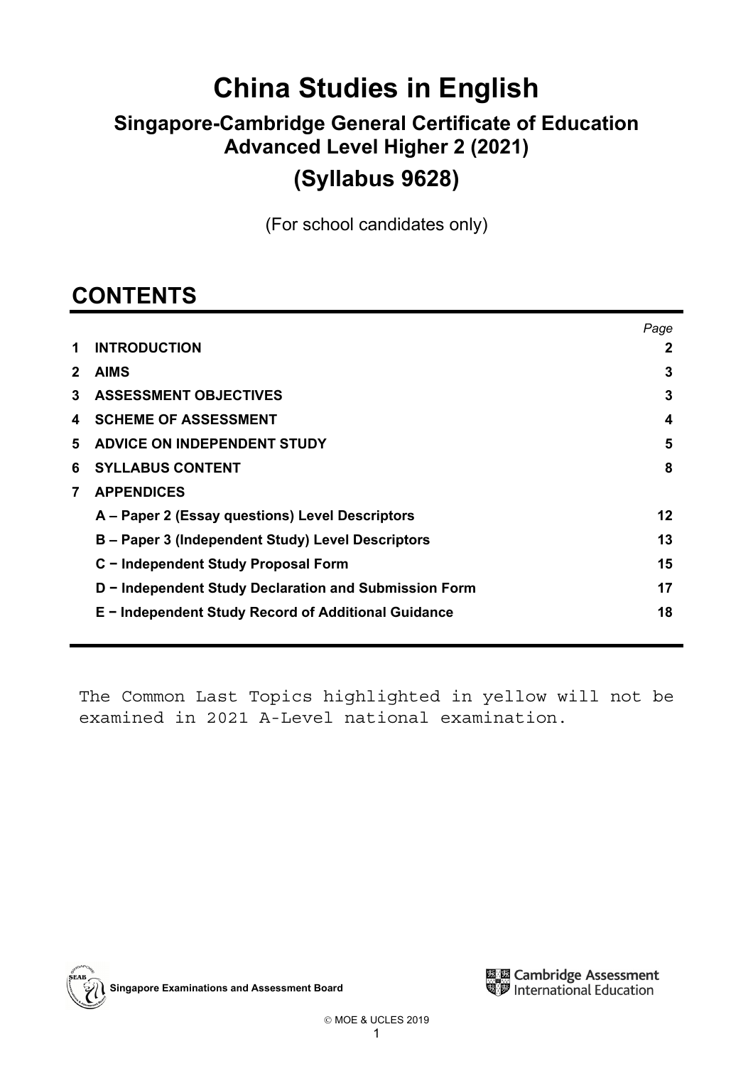# China Studies in English

## Singapore-Cambridge General Certificate of Education Advanced Level Higher 2 (2021)

## (Syllabus 9628)

(For school candidates only)

## CONTENTS

| | | Page |
|---|---|---|
| 1 | **INTRODUCTION** | **2** |
| 2 | **AIMS** | **3** |
| 3 | **ASSESSMENT OBJECTIVES** | **3** |
| 4 | **SCHEME OF ASSESSMENT** | **4** |
| 5 | **ADVICE ON INDEPENDENT STUDY** | **5** |
| 6 | **SYLLABUS CONTENT** | **8** |
| 7 | **APPENDICES** | |
| | **A – Paper 2 (Essay questions) Level Descriptors** | **12** |
| | **B – Paper 3 (Independent Study) Level Descriptors** | **13** |
| | **C − Independent Study Proposal Form** | **15** |
| | **D − Independent Study Declaration and Submission Form** | **17** |
| | **E − Independent Study Record of Additional Guidance** | **18** |

The Common Last Topics highlighted in yellow will not be examined in 2021 A-Level national examination.

Singapore Examinations and Assessment Board

Cambridge Assessment International Education

© MOE & UCLES 2019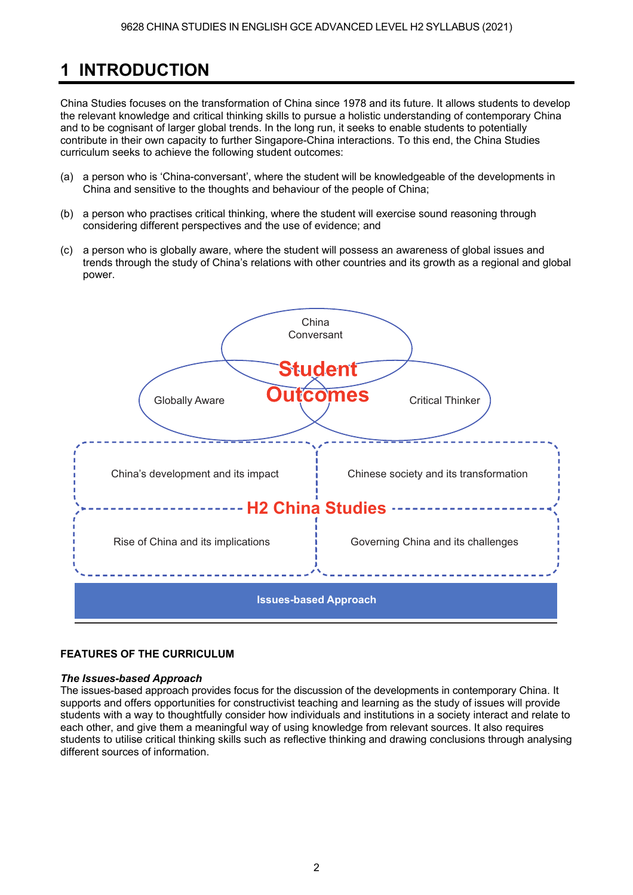# 1 INTRODUCTION

China Studies focuses on the transformation of China since 1978 and its future. It allows students to develop the relevant knowledge and critical thinking skills to pursue a holistic understanding of contemporary China and to be cognisant of larger global trends. In the long run, it seeks to enable students to potentially contribute in their own capacity to further Singapore-China interactions. To this end, the China Studies curriculum seeks to achieve the following student outcomes:

(a) a person who is 'China-conversant', where the student will be knowledgeable of the developments in China and sensitive to the thoughts and behaviour of the people of China;

(b) a person who practises critical thinking, where the student will exercise sound reasoning through considering different perspectives and the use of evidence; and

(c) a person who is globally aware, where the student will possess an awareness of global issues and trends through the study of China's relations with other countries and its growth as a regional and global power.

**Student Outcomes**

- China Conversant
- Globally Aware
- Critical Thinker

**H2 China Studies**

| China's development and its impact | Chinese society and its transformation |
| --- | --- |
| Rise of China and its implications | Governing China and its challenges |

**Issues-based Approach**

**FEATURES OF THE CURRICULUM**

***The Issues-based Approach***

The issues-based approach provides focus for the discussion of the developments in contemporary China. It supports and offers opportunities for constructivist teaching and learning as the study of issues will provide students with a way to thoughtfully consider how individuals and institutions in a society interact and relate to each other, and give them a meaningful way of using knowledge from relevant sources. It also requires students to utilise critical thinking skills such as reflective thinking and drawing conclusions through analysing different sources of information.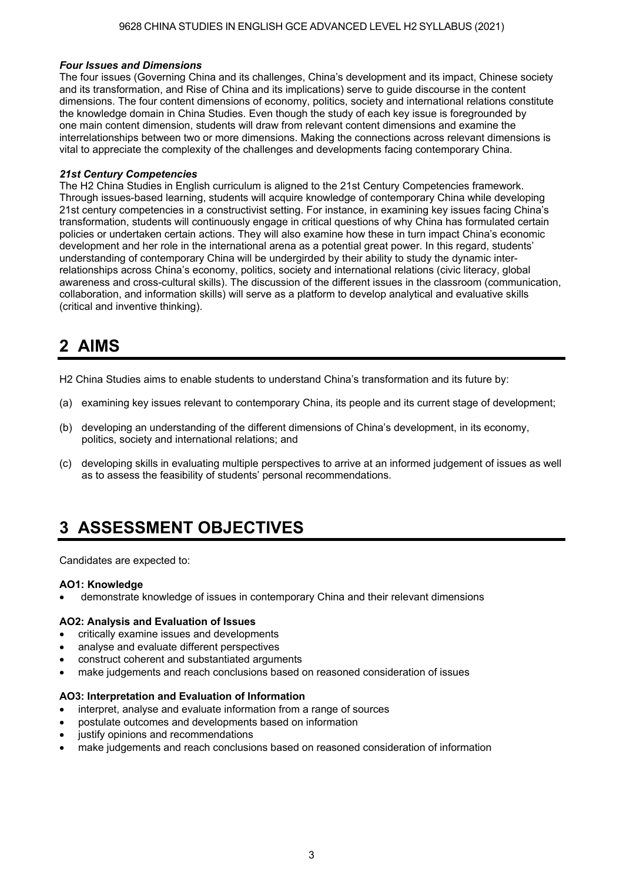### *Four Issues and Dimensions*

The four issues (Governing China and its challenges, China's development and its impact, Chinese society and its transformation, and Rise of China and its implications) serve to guide discourse in the content dimensions. The four content dimensions of economy, politics, society and international relations constitute the knowledge domain in China Studies. Even though the study of each key issue is foregrounded by one main content dimension, students will draw from relevant content dimensions and examine the interrelationships between two or more dimensions. Making the connections across relevant dimensions is vital to appreciate the complexity of the challenges and developments facing contemporary China.

### *21st Century Competencies*

The H2 China Studies in English curriculum is aligned to the 21st Century Competencies framework. Through issues-based learning, students will acquire knowledge of contemporary China while developing 21st century competencies in a constructivist setting. For instance, in examining key issues facing China's transformation, students will continuously engage in critical questions of why China has formulated certain policies or undertaken certain actions. They will also examine how these in turn impact China's economic development and her role in the international arena as a potential great power. In this regard, students' understanding of contemporary China will be undergirded by their ability to study the dynamic inter-relationships across China's economy, politics, society and international relations (civic literacy, global awareness and cross-cultural skills). The discussion of the different issues in the classroom (communication, collaboration, and information skills) will serve as a platform to develop analytical and evaluative skills (critical and inventive thinking).

# 2 AIMS

H2 China Studies aims to enable students to understand China's transformation and its future by:

(a) examining key issues relevant to contemporary China, its people and its current stage of development;

(b) developing an understanding of the different dimensions of China's development, in its economy, politics, society and international relations; and

(c) developing skills in evaluating multiple perspectives to arrive at an informed judgement of issues as well as to assess the feasibility of students' personal recommendations.

# 3 ASSESSMENT OBJECTIVES

Candidates are expected to:

**AO1: Knowledge**

- demonstrate knowledge of issues in contemporary China and their relevant dimensions

**AO2: Analysis and Evaluation of Issues**

- critically examine issues and developments
- analyse and evaluate different perspectives
- construct coherent and substantiated arguments
- make judgements and reach conclusions based on reasoned consideration of issues

**AO3: Interpretation and Evaluation of Information**

- interpret, analyse and evaluate information from a range of sources
- postulate outcomes and developments based on information
- justify opinions and recommendations
- make judgements and reach conclusions based on reasoned consideration of information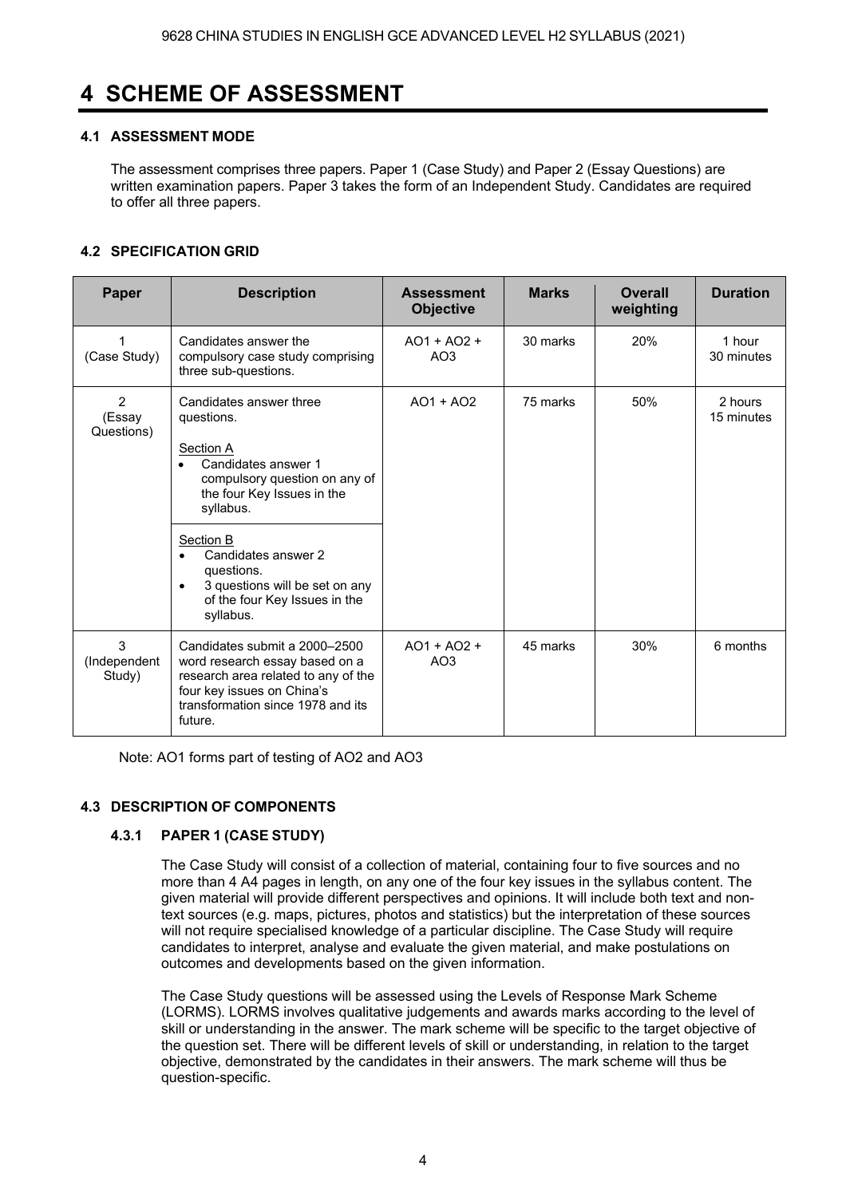# 4 SCHEME OF ASSESSMENT

### 4.1 ASSESSMENT MODE

The assessment comprises three papers. Paper 1 (Case Study) and Paper 2 (Essay Questions) are written examination papers. Paper 3 takes the form of an Independent Study. Candidates are required to offer all three papers.

### 4.2 SPECIFICATION GRID

| Paper | Description | Assessment Objective | Marks | Overall weighting | Duration |
|---|---|---|---|---|---|
| 1 (Case Study) | Candidates answer the compulsory case study comprising three sub-questions. | AO1 + AO2 + AO3 | 30 marks | 20% | 1 hour 30 minutes |
| 2 (Essay Questions) | Candidates answer three questions.<br><br>Section A<br>• Candidates answer 1 compulsory question on any of the four Key Issues in the syllabus.<br><br>Section B<br>• Candidates answer 2 questions.<br>• 3 questions will be set on any of the four Key Issues in the syllabus. | AO1 + AO2 | 75 marks | 50% | 2 hours 15 minutes |
| 3 (Independent Study) | Candidates submit a 2000–2500 word research essay based on a research area related to any of the four key issues on China's transformation since 1978 and its future. | AO1 + AO2 + AO3 | 45 marks | 30% | 6 months |

Note: AO1 forms part of testing of AO2 and AO3

### 4.3 DESCRIPTION OF COMPONENTS

#### 4.3.1 PAPER 1 (CASE STUDY)

The Case Study will consist of a collection of material, containing four to five sources and no more than 4 A4 pages in length, on any one of the four key issues in the syllabus content. The given material will provide different perspectives and opinions. It will include both text and non-text sources (e.g. maps, pictures, photos and statistics) but the interpretation of these sources will not require specialised knowledge of a particular discipline. The Case Study will require candidates to interpret, analyse and evaluate the given material, and make postulations on outcomes and developments based on the given information.

The Case Study questions will be assessed using the Levels of Response Mark Scheme (LORMS). LORMS involves qualitative judgements and awards marks according to the level of skill or understanding in the answer. The mark scheme will be specific to the target objective of the question set. There will be different levels of skill or understanding, in relation to the target objective, demonstrated by the candidates in their answers. The mark scheme will thus be question-specific.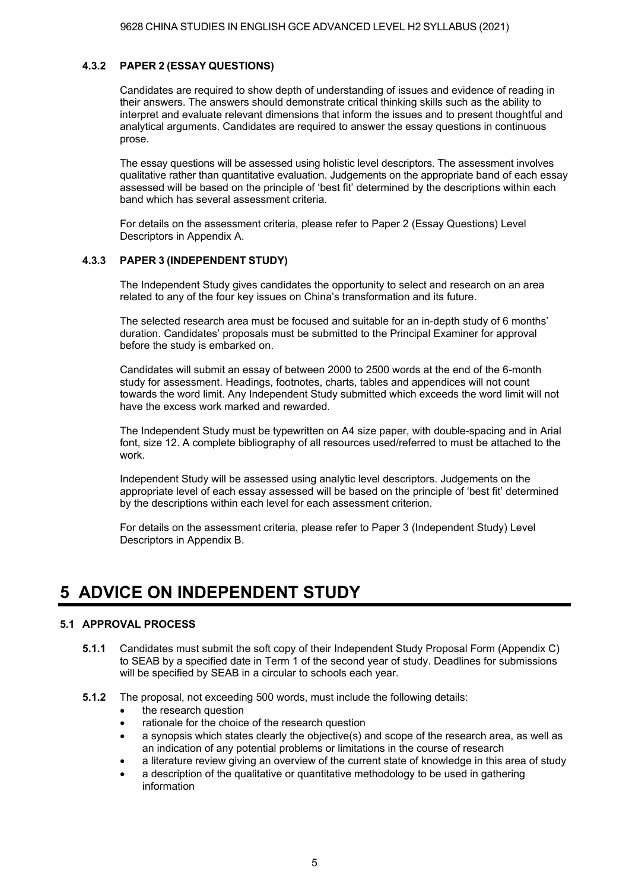#### 4.3.2 PAPER 2 (ESSAY QUESTIONS)

Candidates are required to show depth of understanding of issues and evidence of reading in their answers. The answers should demonstrate critical thinking skills such as the ability to interpret and evaluate relevant dimensions that inform the issues and to present thoughtful and analytical arguments. Candidates are required to answer the essay questions in continuous prose.

The essay questions will be assessed using holistic level descriptors. The assessment involves qualitative rather than quantitative evaluation. Judgements on the appropriate band of each essay assessed will be based on the principle of 'best fit' determined by the descriptions within each band which has several assessment criteria.

For details on the assessment criteria, please refer to Paper 2 (Essay Questions) Level Descriptors in Appendix A.

#### 4.3.3 PAPER 3 (INDEPENDENT STUDY)

The Independent Study gives candidates the opportunity to select and research on an area related to any of the four key issues on China's transformation and its future.

The selected research area must be focused and suitable for an in-depth study of 6 months' duration. Candidates' proposals must be submitted to the Principal Examiner for approval before the study is embarked on.

Candidates will submit an essay of between 2000 to 2500 words at the end of the 6-month study for assessment. Headings, footnotes, charts, tables and appendices will not count towards the word limit. Any Independent Study submitted which exceeds the word limit will not have the excess work marked and rewarded.

The Independent Study must be typewritten on A4 size paper, with double-spacing and in Arial font, size 12. A complete bibliography of all resources used/referred to must be attached to the work.

Independent Study will be assessed using analytic level descriptors. Judgements on the appropriate level of each essay assessed will be based on the principle of 'best fit' determined by the descriptions within each level for each assessment criterion.

For details on the assessment criteria, please refer to Paper 3 (Independent Study) Level Descriptors in Appendix B.

# 5 ADVICE ON INDEPENDENT STUDY

### 5.1 APPROVAL PROCESS

**5.1.1** Candidates must submit the soft copy of their Independent Study Proposal Form (Appendix C) to SEAB by a specified date in Term 1 of the second year of study. Deadlines for submissions will be specified by SEAB in a circular to schools each year.

**5.1.2** The proposal, not exceeding 500 words, must include the following details:

- the research question
- rationale for the choice of the research question
- a synopsis which states clearly the objective(s) and scope of the research area, as well as an indication of any potential problems or limitations in the course of research
- a literature review giving an overview of the current state of knowledge in this area of study
- a description of the qualitative or quantitative methodology to be used in gathering information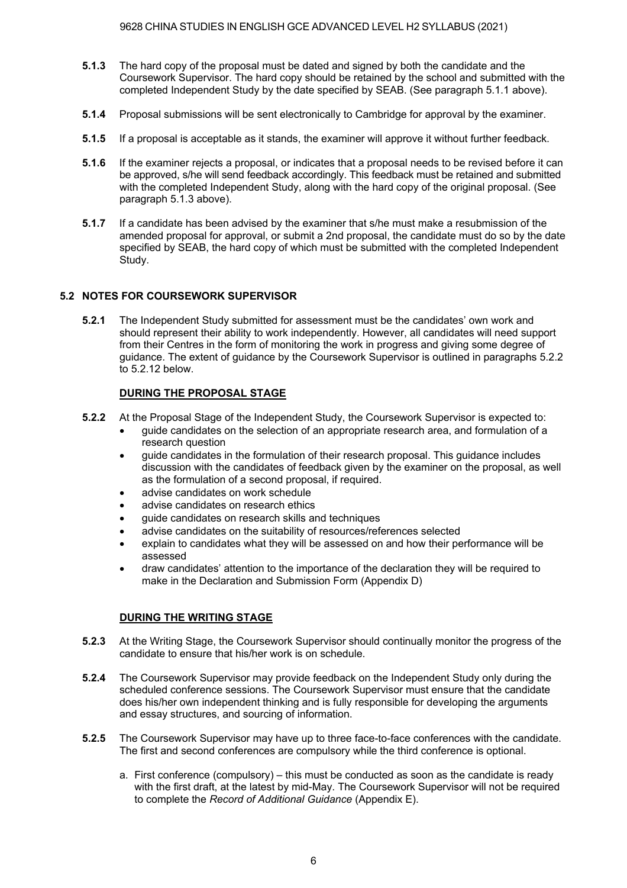**5.1.3** The hard copy of the proposal must be dated and signed by both the candidate and the Coursework Supervisor. The hard copy should be retained by the school and submitted with the completed Independent Study by the date specified by SEAB. (See paragraph 5.1.1 above).

**5.1.4** Proposal submissions will be sent electronically to Cambridge for approval by the examiner.

**5.1.5** If a proposal is acceptable as it stands, the examiner will approve it without further feedback.

**5.1.6** If the examiner rejects a proposal, or indicates that a proposal needs to be revised before it can be approved, s/he will send feedback accordingly. This feedback must be retained and submitted with the completed Independent Study, along with the hard copy of the original proposal. (See paragraph 5.1.3 above).

**5.1.7** If a candidate has been advised by the examiner that s/he must make a resubmission of the amended proposal for approval, or submit a 2nd proposal, the candidate must do so by the date specified by SEAB, the hard copy of which must be submitted with the completed Independent Study.

## 5.2 NOTES FOR COURSEWORK SUPERVISOR

**5.2.1** The Independent Study submitted for assessment must be the candidates' own work and should represent their ability to work independently. However, all candidates will need support from their Centres in the form of monitoring the work in progress and giving some degree of guidance. The extent of guidance by the Coursework Supervisor is outlined in paragraphs 5.2.2 to 5.2.12 below.

### DURING THE PROPOSAL STAGE

**5.2.2** At the Proposal Stage of the Independent Study, the Coursework Supervisor is expected to:

- guide candidates on the selection of an appropriate research area, and formulation of a research question
- guide candidates in the formulation of their research proposal. This guidance includes discussion with the candidates of feedback given by the examiner on the proposal, as well as the formulation of a second proposal, if required.
- advise candidates on work schedule
- advise candidates on research ethics
- guide candidates on research skills and techniques
- advise candidates on the suitability of resources/references selected
- explain to candidates what they will be assessed on and how their performance will be assessed
- draw candidates' attention to the importance of the declaration they will be required to make in the Declaration and Submission Form (Appendix D)

### DURING THE WRITING STAGE

**5.2.3** At the Writing Stage, the Coursework Supervisor should continually monitor the progress of the candidate to ensure that his/her work is on schedule.

**5.2.4** The Coursework Supervisor may provide feedback on the Independent Study only during the scheduled conference sessions. The Coursework Supervisor must ensure that the candidate does his/her own independent thinking and is fully responsible for developing the arguments and essay structures, and sourcing of information.

**5.2.5** The Coursework Supervisor may have up to three face-to-face conferences with the candidate. The first and second conferences are compulsory while the third conference is optional.

a. First conference (compulsory) – this must be conducted as soon as the candidate is ready with the first draft, at the latest by mid-May. The Coursework Supervisor will not be required to complete the *Record of Additional Guidance* (Appendix E).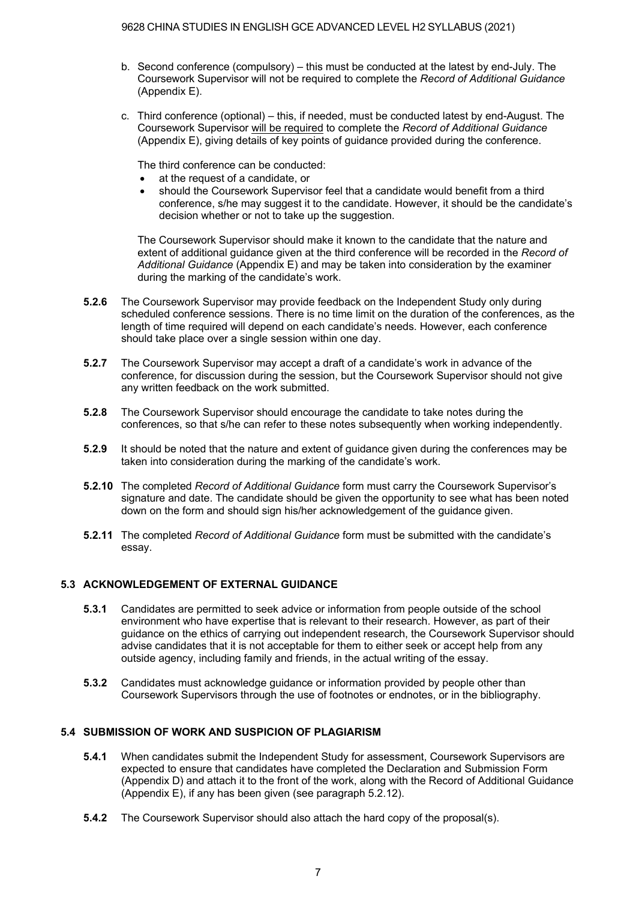b. Second conference (compulsory) – this must be conducted at the latest by end-July. The Coursework Supervisor will not be required to complete the *Record of Additional Guidance* (Appendix E).

c. Third conference (optional) – this, if needed, must be conducted latest by end-August. The Coursework Supervisor <u>will be required</u> to complete the *Record of Additional Guidance* (Appendix E), giving details of key points of guidance provided during the conference.

   The third conference can be conducted:

   - at the request of a candidate, or
   - should the Coursework Supervisor feel that a candidate would benefit from a third conference, s/he may suggest it to the candidate. However, it should be the candidate's decision whether or not to take up the suggestion.

   The Coursework Supervisor should make it known to the candidate that the nature and extent of additional guidance given at the third conference will be recorded in the *Record of Additional Guidance* (Appendix E) and may be taken into consideration by the examiner during the marking of the candidate's work.

**5.2.6** The Coursework Supervisor may provide feedback on the Independent Study only during scheduled conference sessions. There is no time limit on the duration of the conferences, as the length of time required will depend on each candidate's needs. However, each conference should take place over a single session within one day.

**5.2.7** The Coursework Supervisor may accept a draft of a candidate's work in advance of the conference, for discussion during the session, but the Coursework Supervisor should not give any written feedback on the work submitted.

**5.2.8** The Coursework Supervisor should encourage the candidate to take notes during the conferences, so that s/he can refer to these notes subsequently when working independently.

**5.2.9** It should be noted that the nature and extent of guidance given during the conferences may be taken into consideration during the marking of the candidate's work.

**5.2.10** The completed *Record of Additional Guidance* form must carry the Coursework Supervisor's signature and date. The candidate should be given the opportunity to see what has been noted down on the form and should sign his/her acknowledgement of the guidance given.

**5.2.11** The completed *Record of Additional Guidance* form must be submitted with the candidate's essay.

### 5.3 ACKNOWLEDGEMENT OF EXTERNAL GUIDANCE

**5.3.1** Candidates are permitted to seek advice or information from people outside of the school environment who have expertise that is relevant to their research. However, as part of their guidance on the ethics of carrying out independent research, the Coursework Supervisor should advise candidates that it is not acceptable for them to either seek or accept help from any outside agency, including family and friends, in the actual writing of the essay.

**5.3.2** Candidates must acknowledge guidance or information provided by people other than Coursework Supervisors through the use of footnotes or endnotes, or in the bibliography.

### 5.4 SUBMISSION OF WORK AND SUSPICION OF PLAGIARISM

**5.4.1** When candidates submit the Independent Study for assessment, Coursework Supervisors are expected to ensure that candidates have completed the Declaration and Submission Form (Appendix D) and attach it to the front of the work, along with the Record of Additional Guidance (Appendix E), if any has been given (see paragraph 5.2.12).

**5.4.2** The Coursework Supervisor should also attach the hard copy of the proposal(s).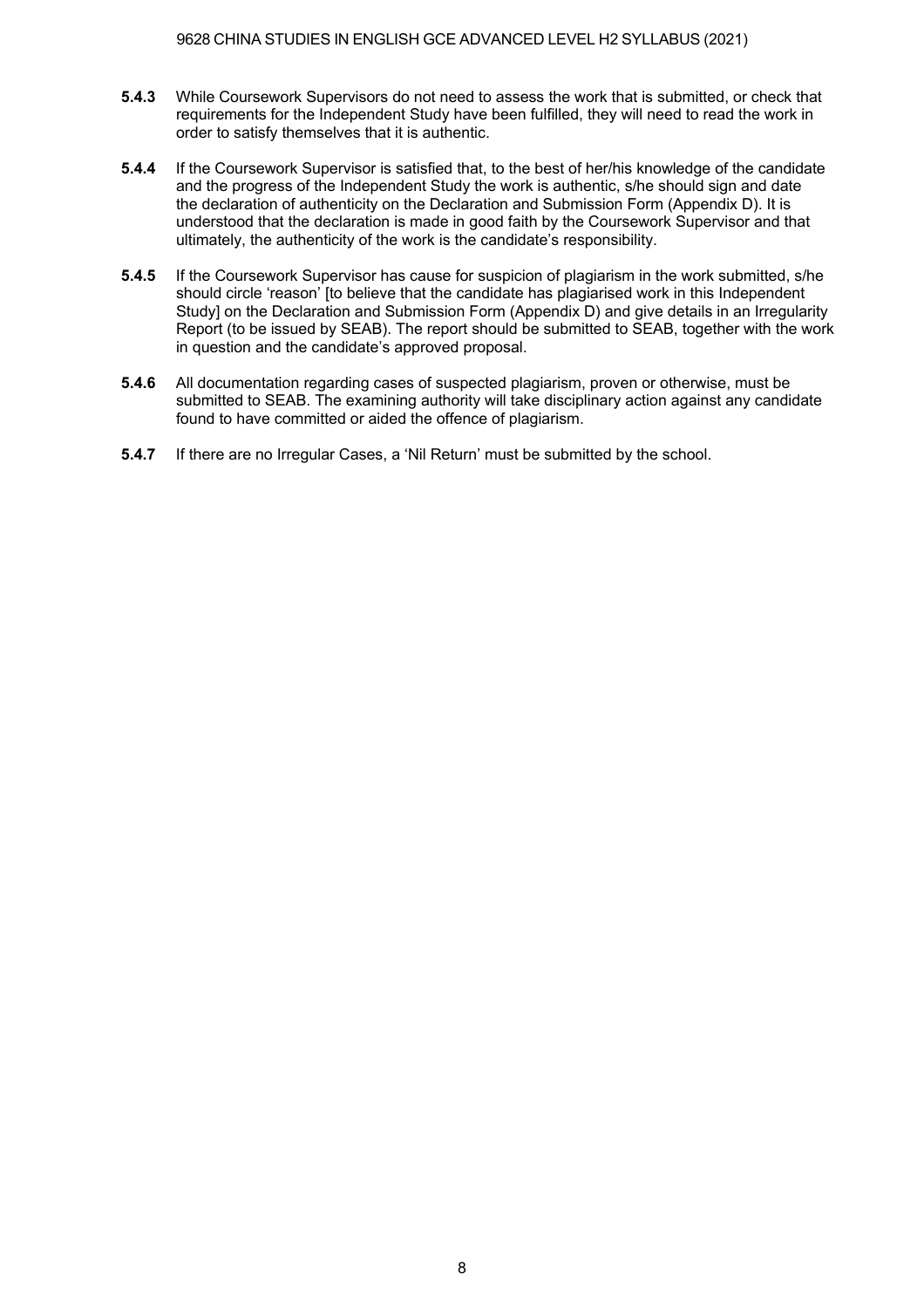**5.4.3** While Coursework Supervisors do not need to assess the work that is submitted, or check that requirements for the Independent Study have been fulfilled, they will need to read the work in order to satisfy themselves that it is authentic.

**5.4.4** If the Coursework Supervisor is satisfied that, to the best of her/his knowledge of the candidate and the progress of the Independent Study the work is authentic, s/he should sign and date the declaration of authenticity on the Declaration and Submission Form (Appendix D). It is understood that the declaration is made in good faith by the Coursework Supervisor and that ultimately, the authenticity of the work is the candidate's responsibility.

**5.4.5** If the Coursework Supervisor has cause for suspicion of plagiarism in the work submitted, s/he should circle 'reason' [to believe that the candidate has plagiarised work in this Independent Study] on the Declaration and Submission Form (Appendix D) and give details in an Irregularity Report (to be issued by SEAB). The report should be submitted to SEAB, together with the work in question and the candidate's approved proposal.

**5.4.6** All documentation regarding cases of suspected plagiarism, proven or otherwise, must be submitted to SEAB. The examining authority will take disciplinary action against any candidate found to have committed or aided the offence of plagiarism.

**5.4.7** If there are no Irregular Cases, a 'Nil Return' must be submitted by the school.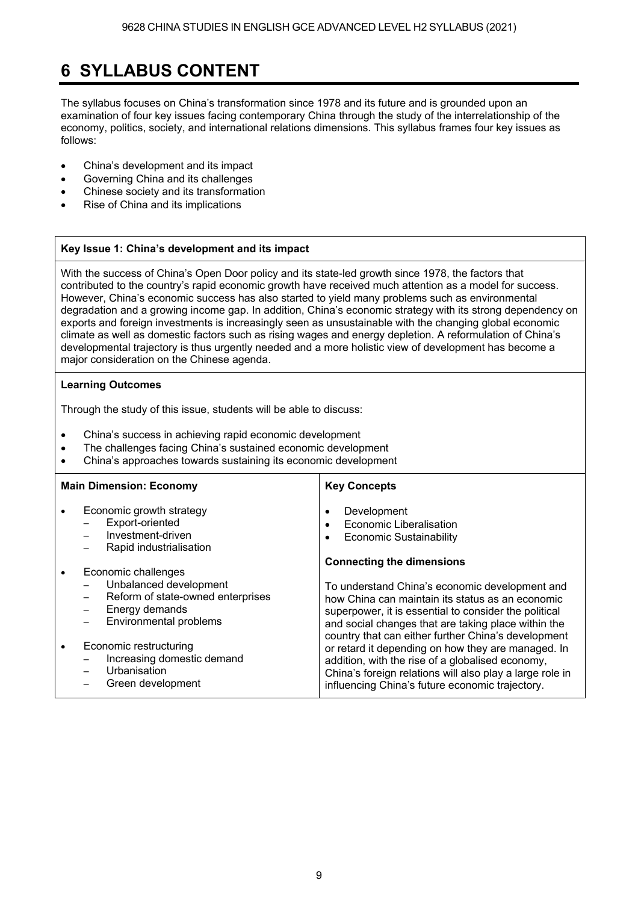# 6 SYLLABUS CONTENT

The syllabus focuses on China's transformation since 1978 and its future and is grounded upon an examination of four key issues facing contemporary China through the study of the interrelationship of the economy, politics, society, and international relations dimensions. This syllabus frames four key issues as follows:

- China's development and its impact
- Governing China and its challenges
- Chinese society and its transformation
- Rise of China and its implications

**Key Issue 1: China's development and its impact**

With the success of China's Open Door policy and its state-led growth since 1978, the factors that contributed to the country's rapid economic growth have received much attention as a model for success. However, China's economic success has also started to yield many problems such as environmental degradation and a growing income gap. In addition, China's economic strategy with its strong dependency on exports and foreign investments is increasingly seen as unsustainable with the changing global economic climate as well as domestic factors such as rising wages and energy depletion. A reformulation of China's developmental trajectory is thus urgently needed and a more holistic view of development has become a major consideration on the Chinese agenda.

**Learning Outcomes**

Through the study of this issue, students will be able to discuss:

- China's success in achieving rapid economic development
- The challenges facing China's sustained economic development
- China's approaches towards sustaining its economic development

**Main Dimension: Economy**

- Economic growth strategy
  - Export-oriented
  - Investment-driven
  - Rapid industrialisation
- Economic challenges
  - Unbalanced development
  - Reform of state-owned enterprises
  - Energy demands
  - Environmental problems
- Economic restructuring
  - Increasing domestic demand
  - Urbanisation
  - Green development

**Key Concepts**

- Development
- Economic Liberalisation
- Economic Sustainability

**Connecting the dimensions**

To understand China's economic development and how China can maintain its status as an economic superpower, it is essential to consider the political and social changes that are taking place within the country that can either further China's development or retard it depending on how they are managed. In addition, with the rise of a globalised economy, China's foreign relations will also play a large role in influencing China's future economic trajectory.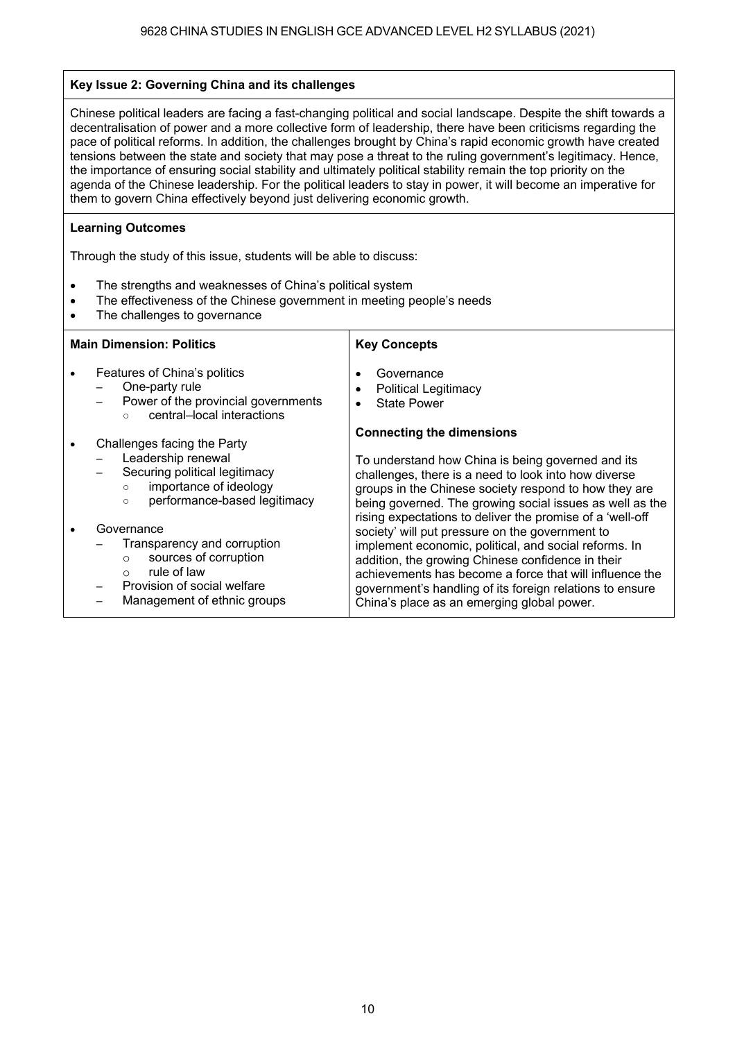## Key Issue 2: Governing China and its challenges

Chinese political leaders are facing a fast-changing political and social landscape. Despite the shift towards a decentralisation of power and a more collective form of leadership, there have been criticisms regarding the pace of political reforms. In addition, the challenges brought by China's rapid economic growth have created tensions between the state and society that may pose a threat to the ruling government's legitimacy. Hence, the importance of ensuring social stability and ultimately political stability remain the top priority on the agenda of the Chinese leadership. For the political leaders to stay in power, it will become an imperative for them to govern China effectively beyond just delivering economic growth.

### Learning Outcomes

Through the study of this issue, students will be able to discuss:

- The strengths and weaknesses of China's political system
- The effectiveness of the Chinese government in meeting people's needs
- The challenges to governance

### Main Dimension: Politics

- Features of China's politics
  - One-party rule
  - Power of the provincial governments
    - central–local interactions
- Challenges facing the Party
  - Leadership renewal
  - Securing political legitimacy
    - importance of ideology
    - performance-based legitimacy
- Governance
  - Transparency and corruption
    - sources of corruption
    - rule of law
  - Provision of social welfare
  - Management of ethnic groups

### Key Concepts

- Governance
- Political Legitimacy
- State Power

### Connecting the dimensions

To understand how China is being governed and its challenges, there is a need to look into how diverse groups in the Chinese society respond to how they are being governed. The growing social issues as well as the rising expectations to deliver the promise of a 'well-off society' will put pressure on the government to implement economic, political, and social reforms. In addition, the growing Chinese confidence in their achievements has become a force that will influence the government's handling of its foreign relations to ensure China's place as an emerging global power.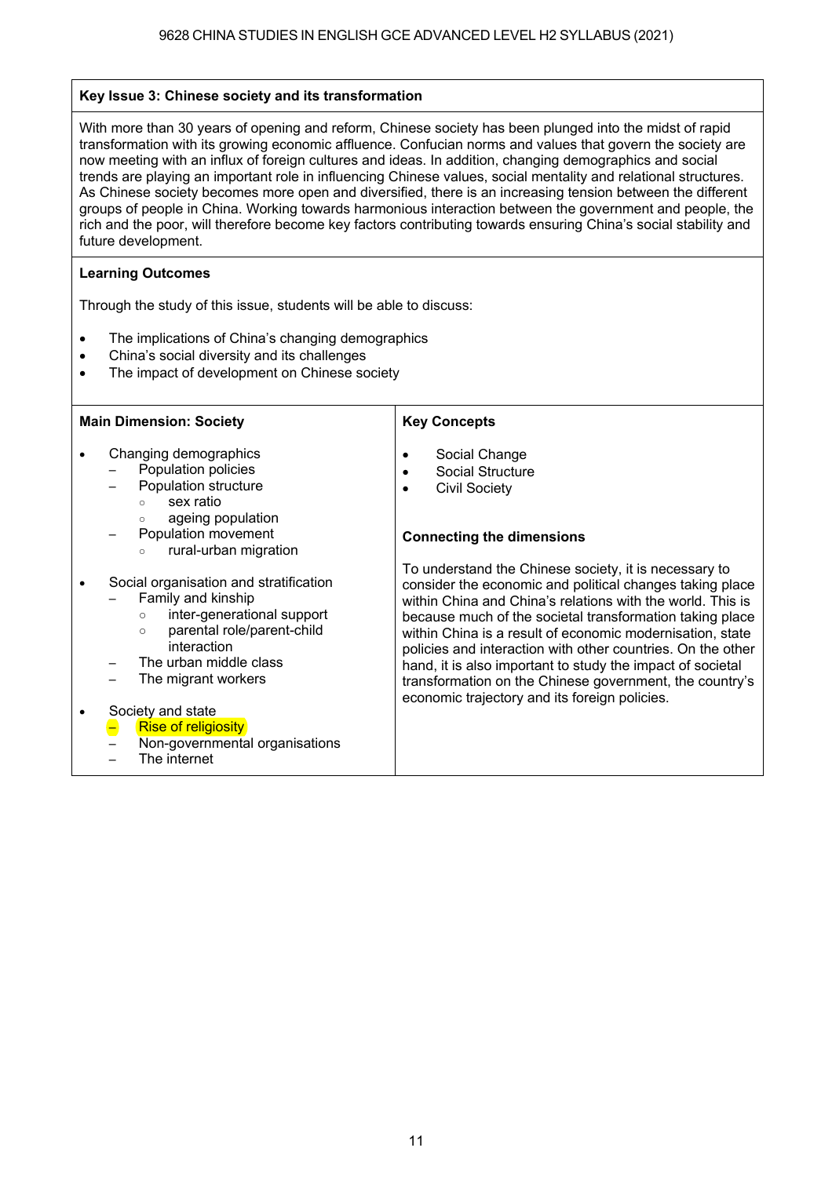**Key Issue 3: Chinese society and its transformation**

With more than 30 years of opening and reform, Chinese society has been plunged into the midst of rapid transformation with its growing economic affluence. Confucian norms and values that govern the society are now meeting with an influx of foreign cultures and ideas. In addition, changing demographics and social trends are playing an important role in influencing Chinese values, social mentality and relational structures. As Chinese society becomes more open and diversified, there is an increasing tension between the different groups of people in China. Working towards harmonious interaction between the government and people, the rich and the poor, will therefore become key factors contributing towards ensuring China's social stability and future development.

**Learning Outcomes**

Through the study of this issue, students will be able to discuss:

- The implications of China's changing demographics
- China's social diversity and its challenges
- The impact of development on Chinese society

**Main Dimension: Society**

- Changing demographics
  - Population policies
  - Population structure
    - sex ratio
    - ageing population
  - Population movement
    - rural-urban migration
- Social organisation and stratification
  - Family and kinship
    - inter-generational support
    - parental role/parent-child interaction
  - The urban middle class
  - The migrant workers
- Society and state
  - Rise of religiosity
  - Non-governmental organisations
  - The internet

**Key Concepts**

- Social Change
- Social Structure
- Civil Society

**Connecting the dimensions**

To understand the Chinese society, it is necessary to consider the economic and political changes taking place within China and China's relations with the world. This is because much of the societal transformation taking place within China is a result of economic modernisation, state policies and interaction with other countries. On the other hand, it is also important to study the impact of societal transformation on the Chinese government, the country's economic trajectory and its foreign policies.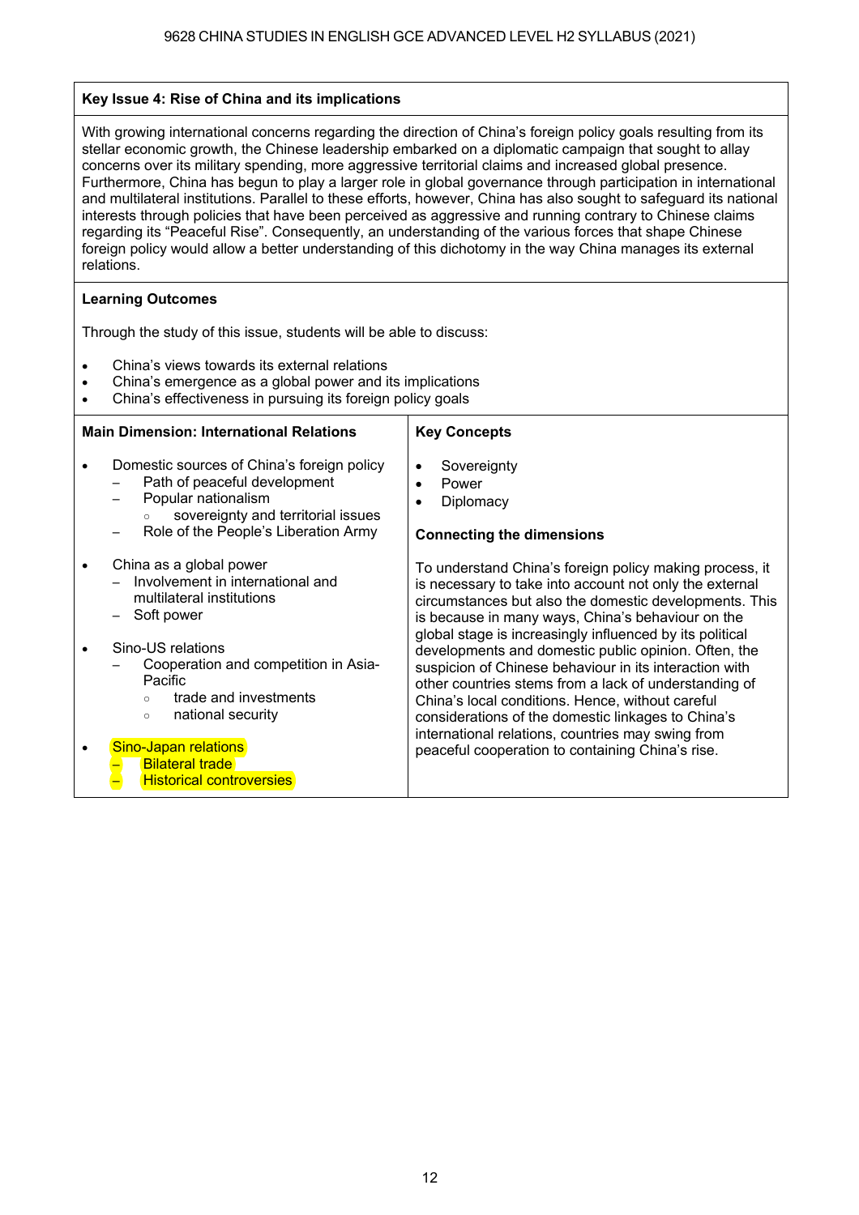## Key Issue 4: Rise of China and its implications

With growing international concerns regarding the direction of China's foreign policy goals resulting from its stellar economic growth, the Chinese leadership embarked on a diplomatic campaign that sought to allay concerns over its military spending, more aggressive territorial claims and increased global presence. Furthermore, China has begun to play a larger role in global governance through participation in international and multilateral institutions. Parallel to these efforts, however, China has also sought to safeguard its national interests through policies that have been perceived as aggressive and running contrary to Chinese claims regarding its "Peaceful Rise". Consequently, an understanding of the various forces that shape Chinese foreign policy would allow a better understanding of this dichotomy in the way China manages its external relations.

### Learning Outcomes

Through the study of this issue, students will be able to discuss:

- China's views towards its external relations
- China's emergence as a global power and its implications
- China's effectiveness in pursuing its foreign policy goals

### Main Dimension: International Relations

- Domestic sources of China's foreign policy
  - Path of peaceful development
  - Popular nationalism
    - sovereignty and territorial issues
  - Role of the People's Liberation Army
- China as a global power
  - Involvement in international and multilateral institutions
  - Soft power
- Sino-US relations
  - Cooperation and competition in Asia-Pacific
    - trade and investments
    - national security
- Sino-Japan relations
  - Bilateral trade
  - Historical controversies

### Key Concepts

- Sovereignty
- Power
- Diplomacy

### Connecting the dimensions

To understand China's foreign policy making process, it is necessary to take into account not only the external circumstances but also the domestic developments. This is because in many ways, China's behaviour on the global stage is increasingly influenced by its political developments and domestic public opinion. Often, the suspicion of Chinese behaviour in its interaction with other countries stems from a lack of understanding of China's local conditions. Hence, without careful considerations of the domestic linkages to China's international relations, countries may swing from peaceful cooperation to containing China's rise.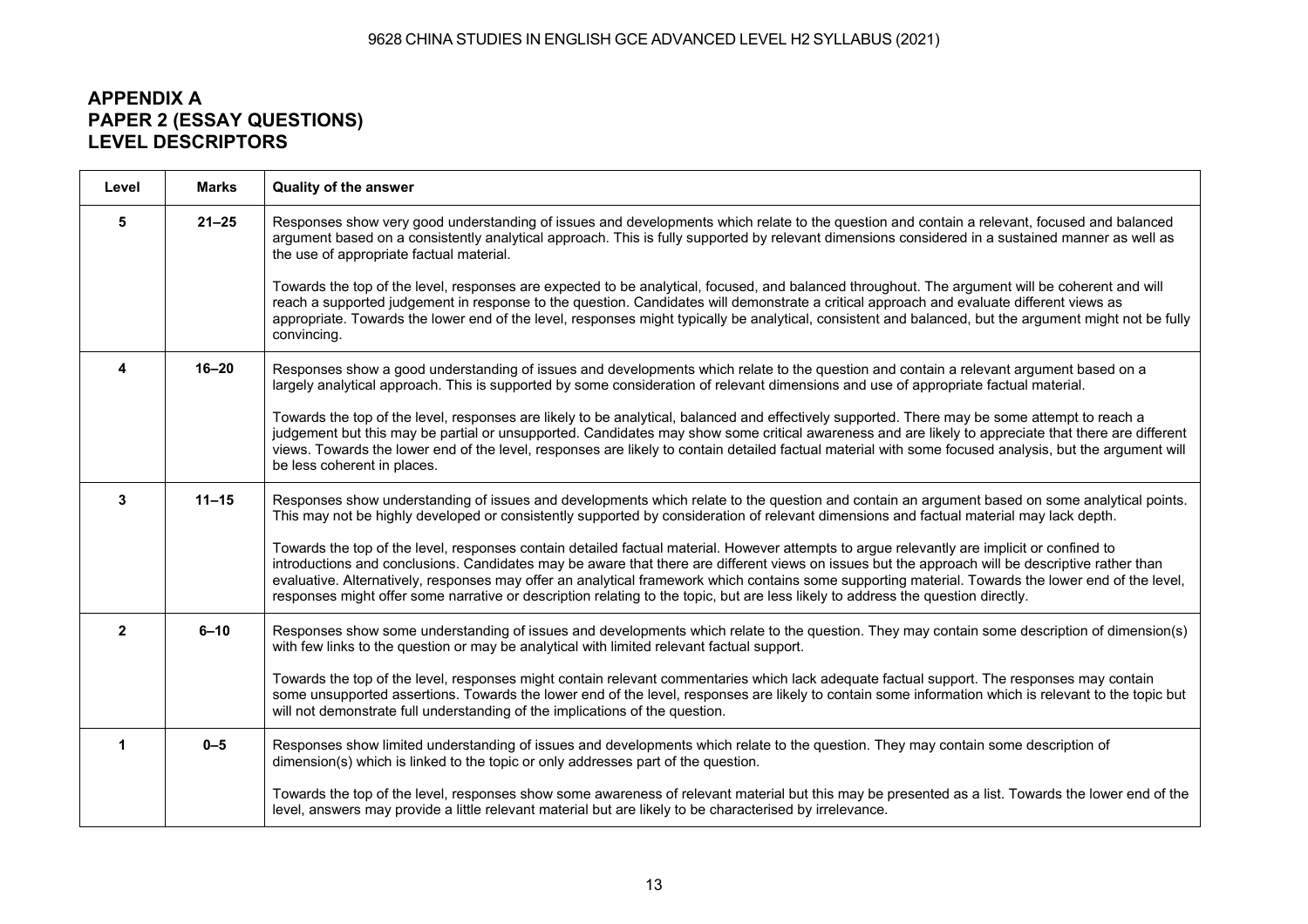# APPENDIX A
# PAPER 2 (ESSAY QUESTIONS)
# LEVEL DESCRIPTORS

| Level | Marks | Quality of the answer |
|---|---|---|
| 5 | 21–25 | Responses show very good understanding of issues and developments which relate to the question and contain a relevant, focused and balanced argument based on a consistently analytical approach. This is fully supported by relevant dimensions considered in a sustained manner as well as the use of appropriate factual material.<br><br>Towards the top of the level, responses are expected to be analytical, focused, and balanced throughout. The argument will be coherent and will reach a supported judgement in response to the question. Candidates will demonstrate a critical approach and evaluate different views as appropriate. Towards the lower end of the level, responses might typically be analytical, consistent and balanced, but the argument might not be fully convincing. |
| 4 | 16–20 | Responses show a good understanding of issues and developments which relate to the question and contain a relevant argument based on a largely analytical approach. This is supported by some consideration of relevant dimensions and use of appropriate factual material.<br><br>Towards the top of the level, responses are likely to be analytical, balanced and effectively supported. There may be some attempt to reach a judgement but this may be partial or unsupported. Candidates may show some critical awareness and are likely to appreciate that there are different views. Towards the lower end of the level, responses are likely to contain detailed factual material with some focused analysis, but the argument will be less coherent in places. |
| 3 | 11–15 | Responses show understanding of issues and developments which relate to the question and contain an argument based on some analytical points. This may not be highly developed or consistently supported by consideration of relevant dimensions and factual material may lack depth.<br><br>Towards the top of the level, responses contain detailed factual material. However attempts to argue relevantly are implicit or confined to introductions and conclusions. Candidates may be aware that there are different views on issues but the approach will be descriptive rather than evaluative. Alternatively, responses may offer an analytical framework which contains some supporting material. Towards the lower end of the level, responses might offer some narrative or description relating to the topic, but are less likely to address the question directly. |
| 2 | 6–10 | Responses show some understanding of issues and developments which relate to the question. They may contain some description of dimension(s) with few links to the question or may be analytical with limited relevant factual support.<br><br>Towards the top of the level, responses might contain relevant commentaries which lack adequate factual support. The responses may contain some unsupported assertions. Towards the lower end of the level, responses are likely to contain some information which is relevant to the topic but will not demonstrate full understanding of the implications of the question. |
| 1 | 0–5 | Responses show limited understanding of issues and developments which relate to the question. They may contain some description of dimension(s) which is linked to the topic or only addresses part of the question.<br><br>Towards the top of the level, responses show some awareness of relevant material but this may be presented as a list. Towards the lower end of the level, answers may provide a little relevant material but are likely to be characterised by irrelevance. |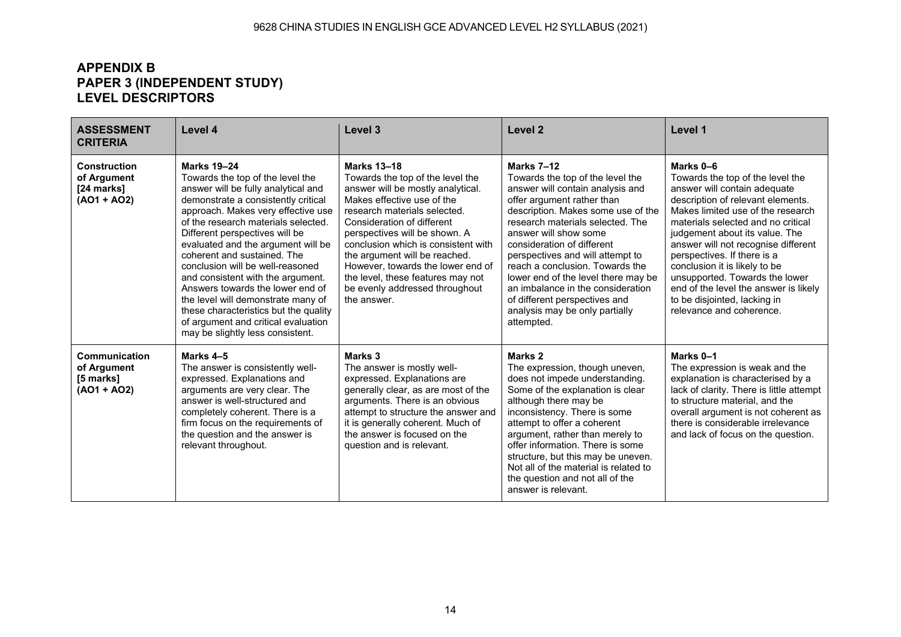## APPENDIX B
## PAPER 3 (INDEPENDENT STUDY)
## LEVEL DESCRIPTORS

| ASSESSMENT CRITERIA | Level 4 | Level 3 | Level 2 | Level 1 |
|---|---|---|---|---|
| **Construction of Argument [24 marks] (AO1 + AO2)** | **Marks 19–24** Towards the top of the level the answer will be fully analytical and demonstrate a consistently critical approach. Makes very effective use of the research materials selected. Different perspectives will be evaluated and the argument will be coherent and sustained. The conclusion will be well-reasoned and consistent with the argument. Answers towards the lower end of the level will demonstrate many of these characteristics but the quality of argument and critical evaluation may be slightly less consistent. | **Marks 13–18** Towards the top of the level the answer will be mostly analytical. Makes effective use of the research materials selected. Consideration of different perspectives will be shown. A conclusion which is consistent with the argument will be reached. However, towards the lower end of the level, these features may not be evenly addressed throughout the answer. | **Marks 7–12** Towards the top of the level the answer will contain analysis and offer argument rather than description. Makes some use of the research materials selected. The answer will show some consideration of different perspectives and will attempt to reach a conclusion. Towards the lower end of the level there may be an imbalance in the consideration of different perspectives and analysis may be only partially attempted. | **Marks 0–6** Towards the top of the level the answer will contain adequate description of relevant elements. Makes limited use of the research materials selected and no critical judgement about its value. The answer will not recognise different perspectives. If there is a conclusion it is likely to be unsupported. Towards the lower end of the level the answer is likely to be disjointed, lacking in relevance and coherence. |
| **Communication of Argument [5 marks] (AO1 + AO2)** | **Marks 4–5** The answer is consistently well-expressed. Explanations and arguments are very clear. The answer is well-structured and completely coherent. There is a firm focus on the requirements of the question and the answer is relevant throughout. | **Marks 3** The answer is mostly well-expressed. Explanations are generally clear, as are most of the arguments. There is an obvious attempt to structure the answer and it is generally coherent. Much of the answer is focused on the question and is relevant. | **Marks 2** The expression, though uneven, does not impede understanding. Some of the explanation is clear although there may be inconsistency. There is some attempt to offer a coherent argument, rather than merely to offer information. There is some structure, but this may be uneven. Not all of the material is related to the question and not all of the answer is relevant. | **Marks 0–1** The expression is weak and the explanation is characterised by a lack of clarity. There is little attempt to structure material, and the overall argument is not coherent as there is considerable irrelevance and lack of focus on the question. |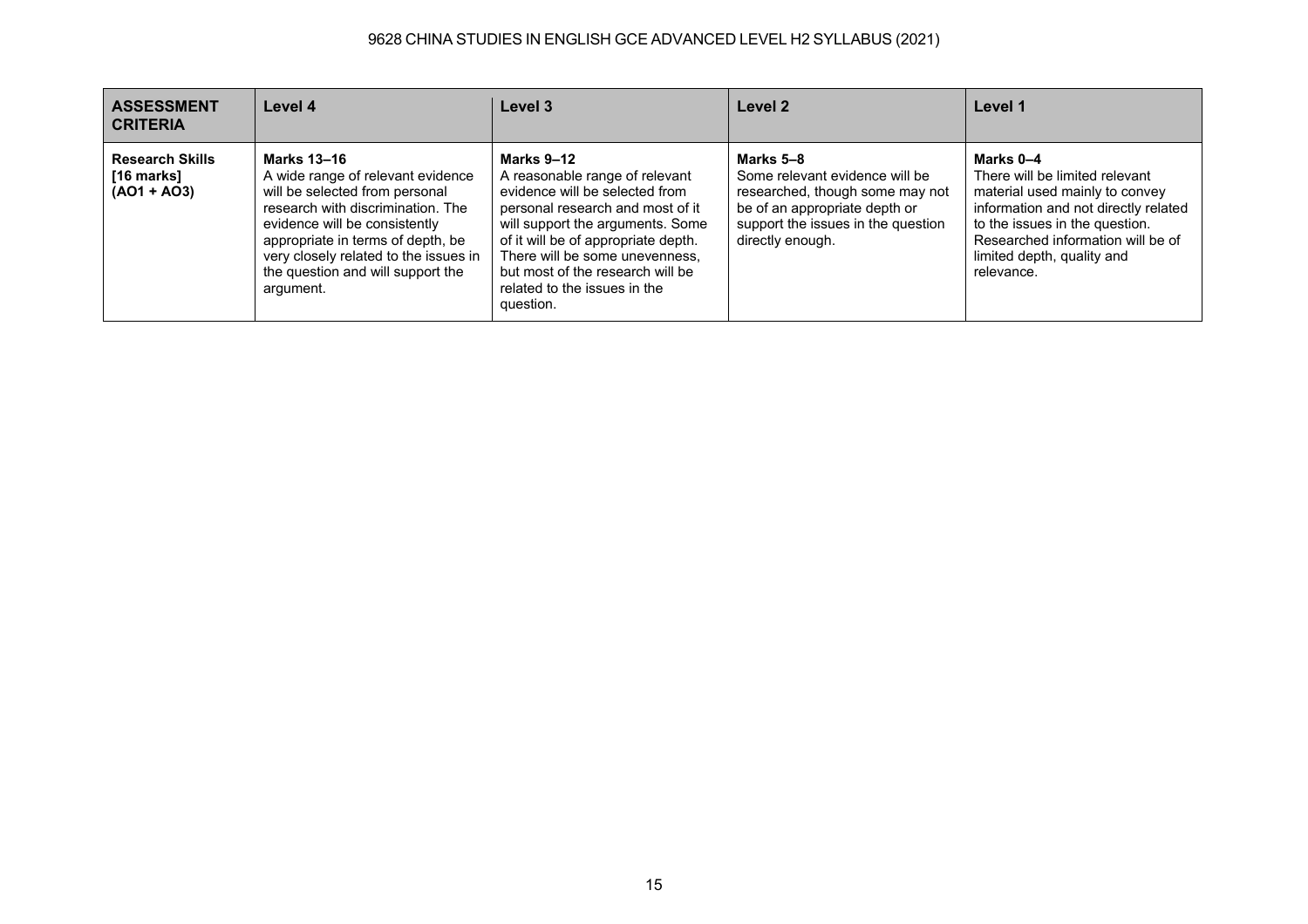| **ASSESSMENT CRITERIA** | **Level 4** | **Level 3** | **Level 2** | **Level 1** |
|---|---|---|---|---|
| **Research Skills [16 marks] (AO1 + AO3)** | **Marks 13–16** A wide range of relevant evidence will be selected from personal research with discrimination. The evidence will be consistently appropriate in terms of depth, be very closely related to the issues in the question and will support the argument. | **Marks 9–12** A reasonable range of relevant evidence will be selected from personal research and most of it will support the arguments. Some of it will be of appropriate depth. There will be some unevenness, but most of the research will be related to the issues in the question. | **Marks 5–8** Some relevant evidence will be researched, though some may not be of an appropriate depth or support the issues in the question directly enough. | **Marks 0–4** There will be limited relevant material used mainly to convey information and not directly related to the issues in the question. Researched information will be of limited depth, quality and relevance. |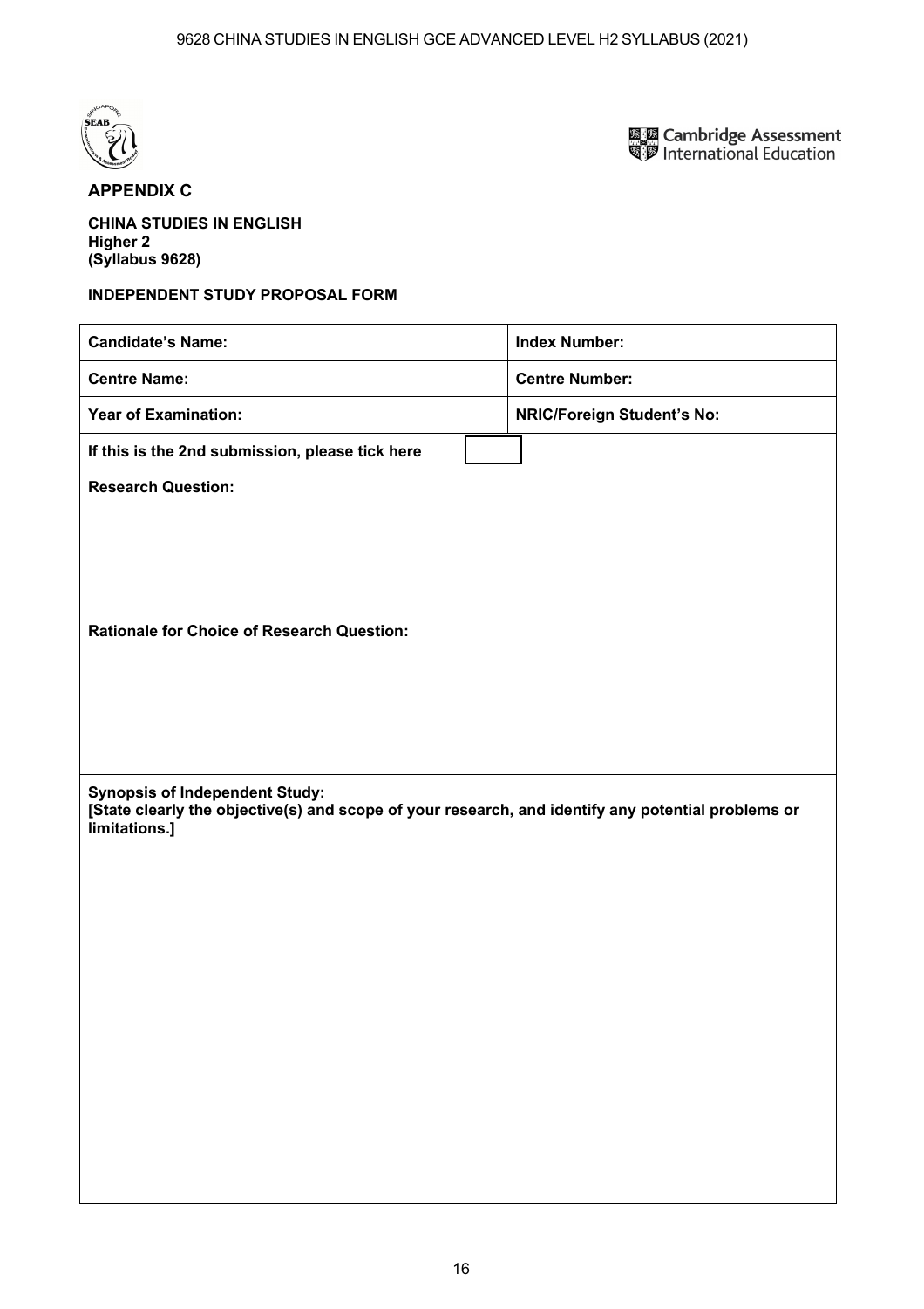## APPENDIX C

**CHINA STUDIES IN ENGLISH**
**Higher 2**
**(Syllabus 9628)**

**INDEPENDENT STUDY PROPOSAL FORM**

| **Candidate's Name:** | **Index Number:** |
|---|---|
| **Centre Name:** | **Centre Number:** |
| **Year of Examination:** | **NRIC/Foreign Student's No:** |
| **If this is the 2nd submission, please tick here** ☐ | |
| **Research Question:** | |
| **Rationale for Choice of Research Question:** | |
| **Synopsis of Independent Study:** **[State clearly the objective(s) and scope of your research, and identify any potential problems or limitations.]** | |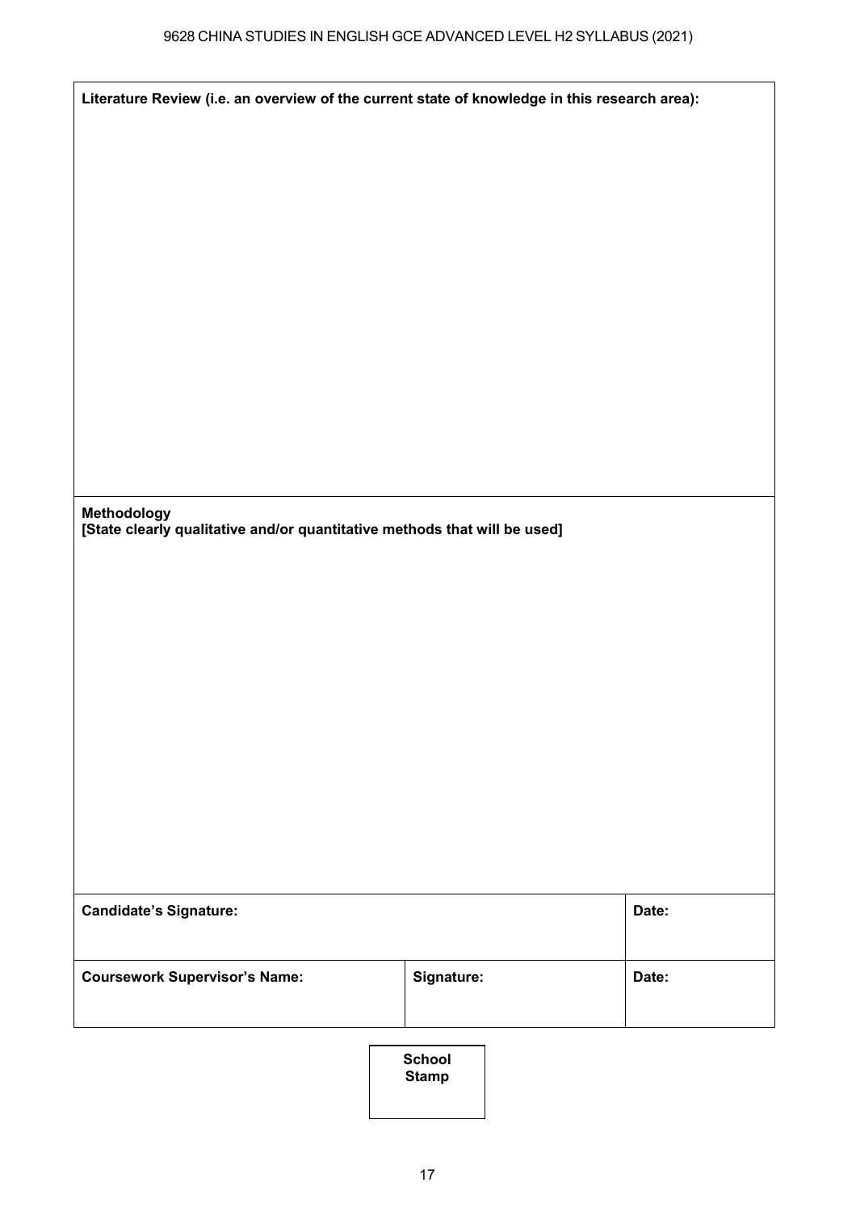| Literature Review (i.e. an overview of the current state of knowledge in this research area): | | |
|---|---|---|
| **Methodology**<br>**[State clearly qualitative and/or quantitative methods that will be used]** | | |
| **Candidate's Signature:** | | **Date:** |
| **Coursework Supervisor's Name:** | **Signature:** | **Date:** |

**School Stamp**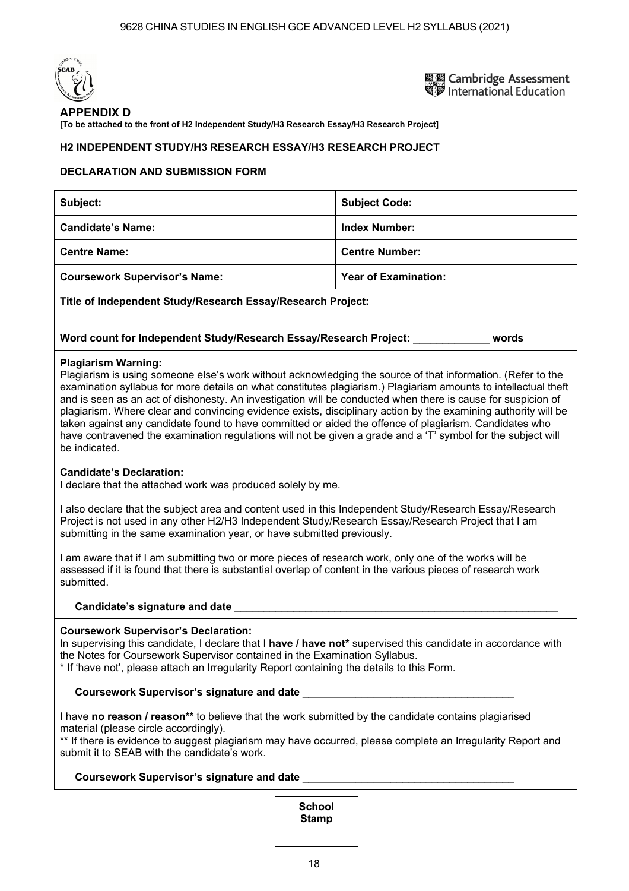## APPENDIX D

**[To be attached to the front of H2 Independent Study/H3 Research Essay/H3 Research Project]**

**H2 INDEPENDENT STUDY/H3 RESEARCH ESSAY/H3 RESEARCH PROJECT**

**DECLARATION AND SUBMISSION FORM**

| **Subject:** | **Subject Code:** |
|---|---|
| **Candidate's Name:** | **Index Number:** |
| **Centre Name:** | **Centre Number:** |
| **Coursework Supervisor's Name:** | **Year of Examination:** |
| **Title of Independent Study/Research Essay/Research Project:** | |
| **Word count for Independent Study/Research Essay/Research Project:** _____________ **words** | |

**Plagiarism Warning:**
Plagiarism is using someone else's work without acknowledging the source of that information. (Refer to the examination syllabus for more details on what constitutes plagiarism.) Plagiarism amounts to intellectual theft and is seen as an act of dishonesty. An investigation will be conducted when there is cause for suspicion of plagiarism. Where clear and convincing evidence exists, disciplinary action by the examining authority will be taken against any candidate found to have committed or aided the offence of plagiarism. Candidates who have contravened the examination regulations will not be given a grade and a 'T' symbol for the subject will be indicated.

**Candidate's Declaration:**
I declare that the attached work was produced solely by me.

I also declare that the subject area and content used in this Independent Study/Research Essay/Research Project is not used in any other H2/H3 Independent Study/Research Essay/Research Project that I am submitting in the same examination year, or have submitted previously.

I am aware that if I am submitting two or more pieces of research work, only one of the works will be assessed if it is found that there is substantial overlap of content in the various pieces of research work submitted.

**Candidate's signature and date** ______________________________________________________

**Coursework Supervisor's Declaration:**
In supervising this candidate, I declare that I **have / have not*** supervised this candidate in accordance with the Notes for Coursework Supervisor contained in the Examination Syllabus.
* If 'have not', please attach an Irregularity Report containing the details to this Form.

**Coursework Supervisor's signature and date** ____________________________________

I have **no reason / reason**** to believe that the work submitted by the candidate contains plagiarised material (please circle accordingly).
** If there is evidence to suggest plagiarism may have occurred, please complete an Irregularity Report and submit it to SEAB with the candidate's work.

**Coursework Supervisor's signature and date** ____________________________________

**School Stamp**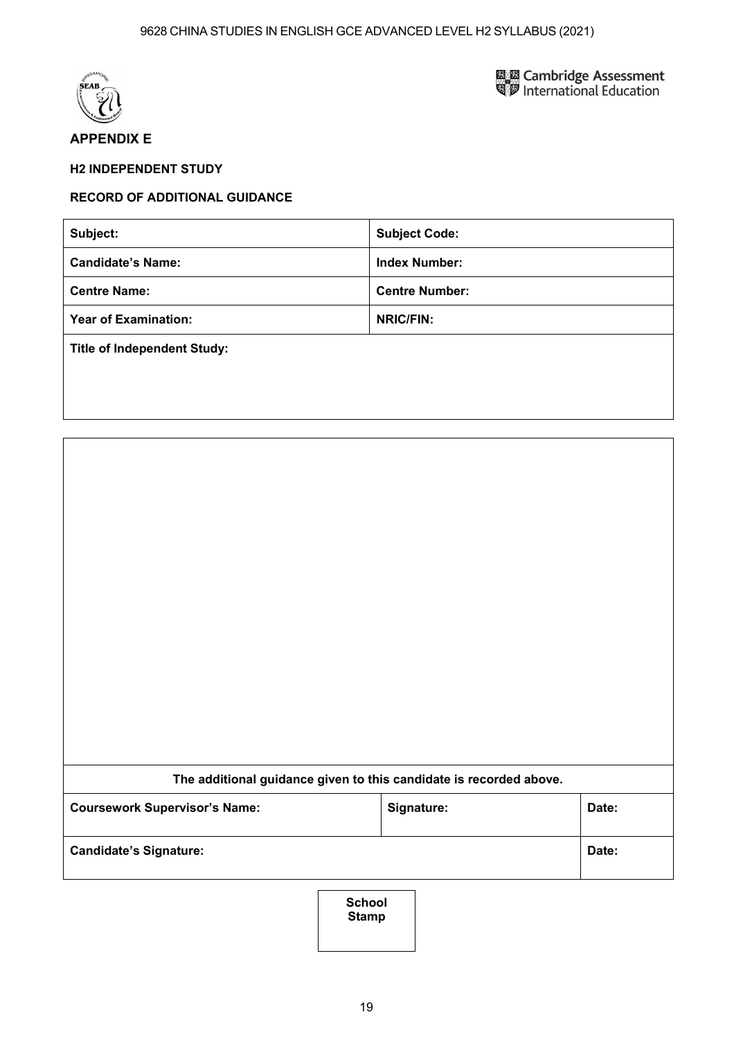## APPENDIX E

### H2 INDEPENDENT STUDY

### RECORD OF ADDITIONAL GUIDANCE

| | |
|---|---|
| **Subject:** | **Subject Code:** |
| **Candidate's Name:** | **Index Number:** |
| **Centre Name:** | **Centre Number:** |
| **Year of Examination:** | **NRIC/FIN:** |
| **Title of Independent Study:** | |

| | | |
|---|---|---|
| | | |
| **The additional guidance given to this candidate is recorded above.** | | |
| **Coursework Supervisor's Name:** | **Signature:** | **Date:** |
| **Candidate's Signature:** | | **Date:** |

**School Stamp**